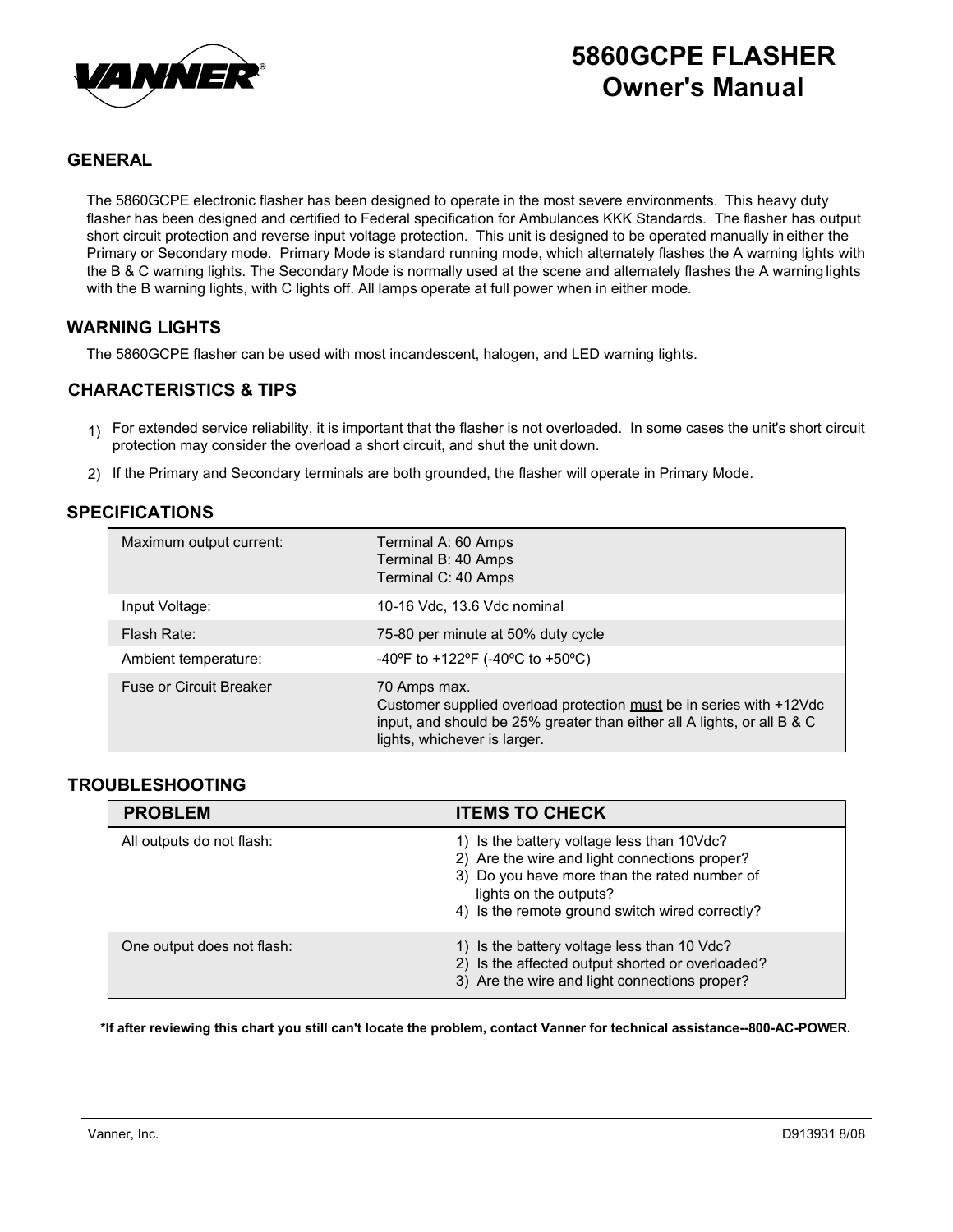# 5860GCPE FLASHER Owner's Manual

## GENERAL

The 5860GCPE electronic flasher has been designed to operate in the most severe environments. This heavy duty flasher has been designed and certified to Federal specification for Ambulances KKK Standards. The flasher has output short circuit protection and reverse input voltage protection. This unit is designed to be operated manually in either the Primary or Secondary mode. Primary Mode is standard running mode, which alternately flashes the A warning lights with the B & C warning lights. The Secondary Mode is normally used at the scene and alternately flashes the A warning lights with the B warning lights, with C lights off. All lamps operate at full power when in either mode.

## WARNING LIGHTS

The 5860GCPE flasher can be used with most incandescent, halogen, and LED warning lights.

## CHARACTERISTICS & TIPS

1) For extended service reliability, it is important that the flasher is not overloaded. In some cases the unit's short circuit protection may consider the overload a short circuit, and shut the unit down.
2) If the Primary and Secondary terminals are both grounded, the flasher will operate in Primary Mode.

## SPECIFICATIONS

| | |
|---|---|
| Maximum output current: | Terminal A: 60 Amps<br>Terminal B: 40 Amps<br>Terminal C: 40 Amps |
| Input Voltage: | 10-16 Vdc, 13.6 Vdc nominal |
| Flash Rate: | 75-80 per minute at 50% duty cycle |
| Ambient temperature: | -40ºF to +122ºF (-40ºC to +50ºC) |
| Fuse or Circuit Breaker | 70 Amps max.<br>Customer supplied overload protection <u>must</u> be in series with +12Vdc input, and should be 25% greater than either all A lights, or all B & C lights, whichever is larger. |

## TROUBLESHOOTING

| PROBLEM | ITEMS TO CHECK |
|---|---|
| All outputs do not flash: | 1) Is the battery voltage less than 10Vdc?<br>2) Are the wire and light connections proper?<br>3) Do you have more than the rated number of lights on the outputs?<br>4) Is the remote ground switch wired correctly? |
| One output does not flash: | 1) Is the battery voltage less than 10 Vdc?<br>2) Is the affected output shorted or overloaded?<br>3) Are the wire and light connections proper? |

**\*If after reviewing this chart you still can't locate the problem, contact Vanner for technical assistance--800-AC-POWER.**

Vanner, Inc. D913931 8/08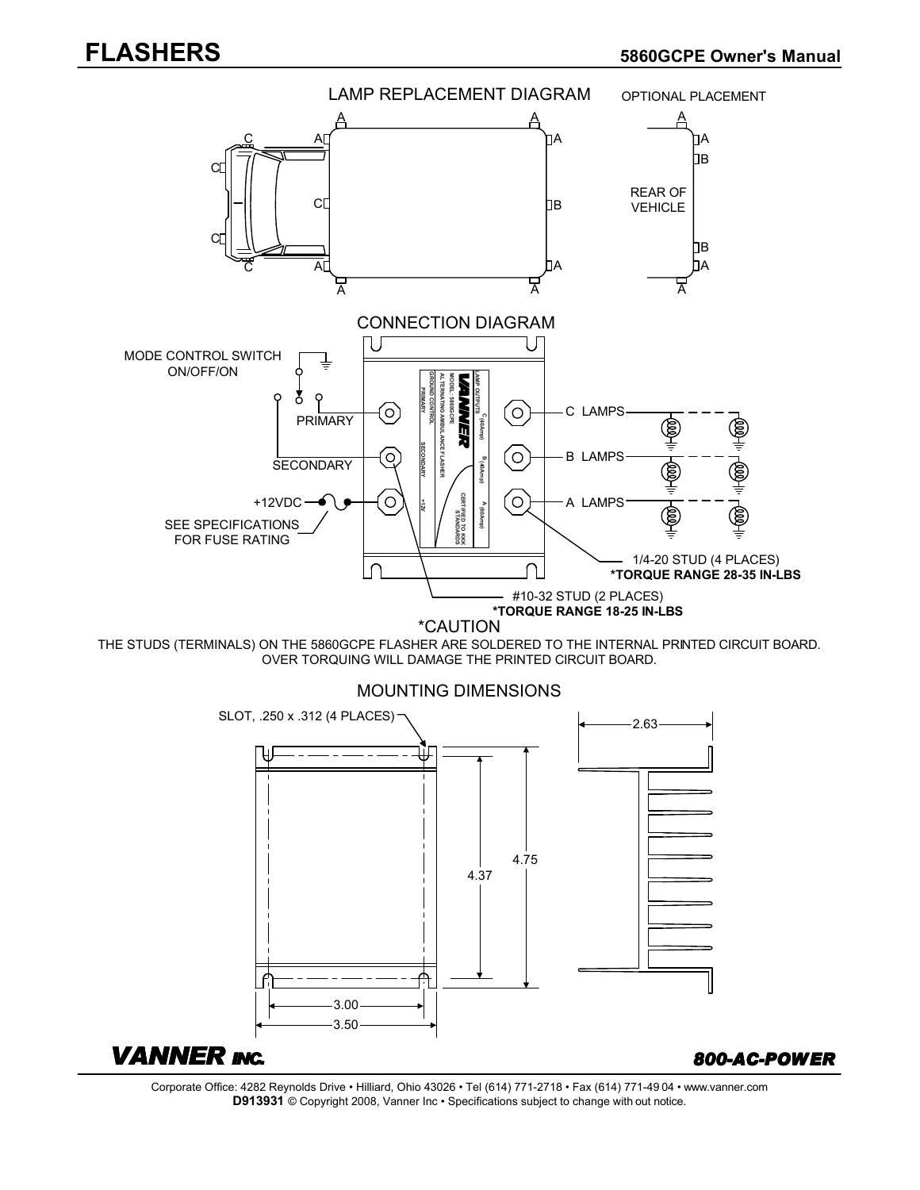## LAMP REPLACEMENT DIAGRAM

OPTIONAL PLACEMENT

A A A C A A C C B C B REAR OF VEHICLE B C A A A A A A

## CONNECTION DIAGRAM

MODE CONTROL SWITCH ON/OFF/ON

PRIMARY

SECONDARY

+12VDC

SEE SPECIFICATIONS FOR FUSE RATING

VANNER

MODEL : 5860GCPE

ALTERNATING AMBULANCE FLASHER

GROUND CONTROL

PRIMARY SECONDARY +12V

LAMP OUTPUTS C (40Amp) B (40Amp) A (60Amp)

CERTIFIED TO KKK STANDARDS

C LAMPS

B LAMPS

A LAMPS

1/4-20 STUD (4 PLACES)
**\*TORQUE RANGE 28-35 IN-LBS**

#10-32 STUD (2 PLACES)
**\*TORQUE RANGE 18-25 IN-LBS**

*CAUTION

THE STUDS (TERMINALS) ON THE 5860GCPE FLASHER ARE SOLDERED TO THE INTERNAL PRINTED CIRCUIT BOARD. OVER TORQUING WILL DAMAGE THE PRINTED CIRCUIT BOARD.

## MOUNTING DIMENSIONS

SLOT, .250 x .312 (4 PLACES)

2.63

4.75

4.37

3.00

3.50

***VANNER INC.***

***800-AC-POWER***

Corporate Office: 4282 Reynolds Drive • Hilliard, Ohio 43026 • Tel (614) 771-2718 • Fax (614) 771-49 04 • www.vanner.com
**D913931** © Copyright 2008, Vanner Inc • Specifications subject to change with out notice.